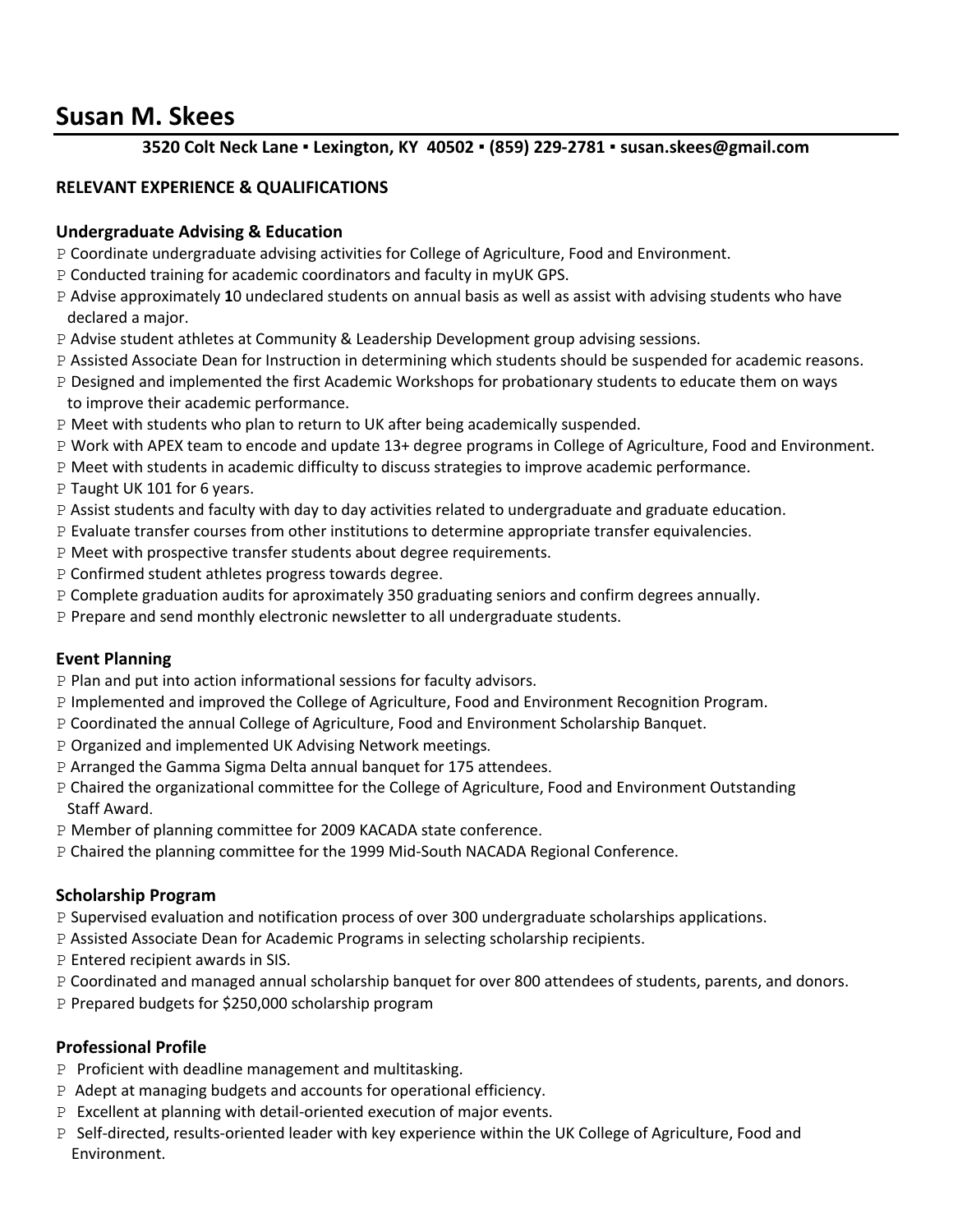# Susan M. Skees

**3520 Colt Neck Lane ▪ Lexington, KY 40502 ▪ (859) 229-2781 ▪ susan.skees@gmail.com**

## RELEVANT EXPERIENCE & QUALIFICATIONS

### Undergraduate Advising & Education

- Coordinate undergraduate advising activities for College of Agriculture, Food and Environment.
- Conducted training for academic coordinators and faculty in myUK GPS.
- Advise approximately **1**0 undeclared students on annual basis as well as assist with advising students who have declared a major.
- Advise student athletes at Community & Leadership Development group advising sessions.
- Assisted Associate Dean for Instruction in determining which students should be suspended for academic reasons.
- Designed and implemented the first Academic Workshops for probationary students to educate them on ways to improve their academic performance.
- Meet with students who plan to return to UK after being academically suspended.
- Work with APEX team to encode and update 13+ degree programs in College of Agriculture, Food and Environment.
- Meet with students in academic difficulty to discuss strategies to improve academic performance.
- Taught UK 101 for 6 years.
- Assist students and faculty with day to day activities related to undergraduate and graduate education.
- Evaluate transfer courses from other institutions to determine appropriate transfer equivalencies.
- Meet with prospective transfer students about degree requirements.
- Confirmed student athletes progress towards degree.
- Complete graduation audits for aproximately 350 graduating seniors and confirm degrees annually.
- Prepare and send monthly electronic newsletter to all undergraduate students.

### Event Planning

- Plan and put into action informational sessions for faculty advisors.
- Implemented and improved the College of Agriculture, Food and Environment Recognition Program.
- Coordinated the annual College of Agriculture, Food and Environment Scholarship Banquet.
- Organized and implemented UK Advising Network meetings.
- Arranged the Gamma Sigma Delta annual banquet for 175 attendees.
- Chaired the organizational committee for the College of Agriculture, Food and Environment Outstanding Staff Award.
- Member of planning committee for 2009 KACADA state conference.
- Chaired the planning committee for the 1999 Mid-South NACADA Regional Conference.

### Scholarship Program

- Supervised evaluation and notification process of over 300 undergraduate scholarships applications.
- Assisted Associate Dean for Academic Programs in selecting scholarship recipients.
- Entered recipient awards in SIS.
- Coordinated and managed annual scholarship banquet for over 800 attendees of students, parents, and donors.
- Prepared budgets for $250,000 scholarship program

### Professional Profile

- Proficient with deadline management and multitasking.
- Adept at managing budgets and accounts for operational efficiency.
- Excellent at planning with detail-oriented execution of major events.
- Self-directed, results-oriented leader with key experience within the UK College of Agriculture, Food and Environment.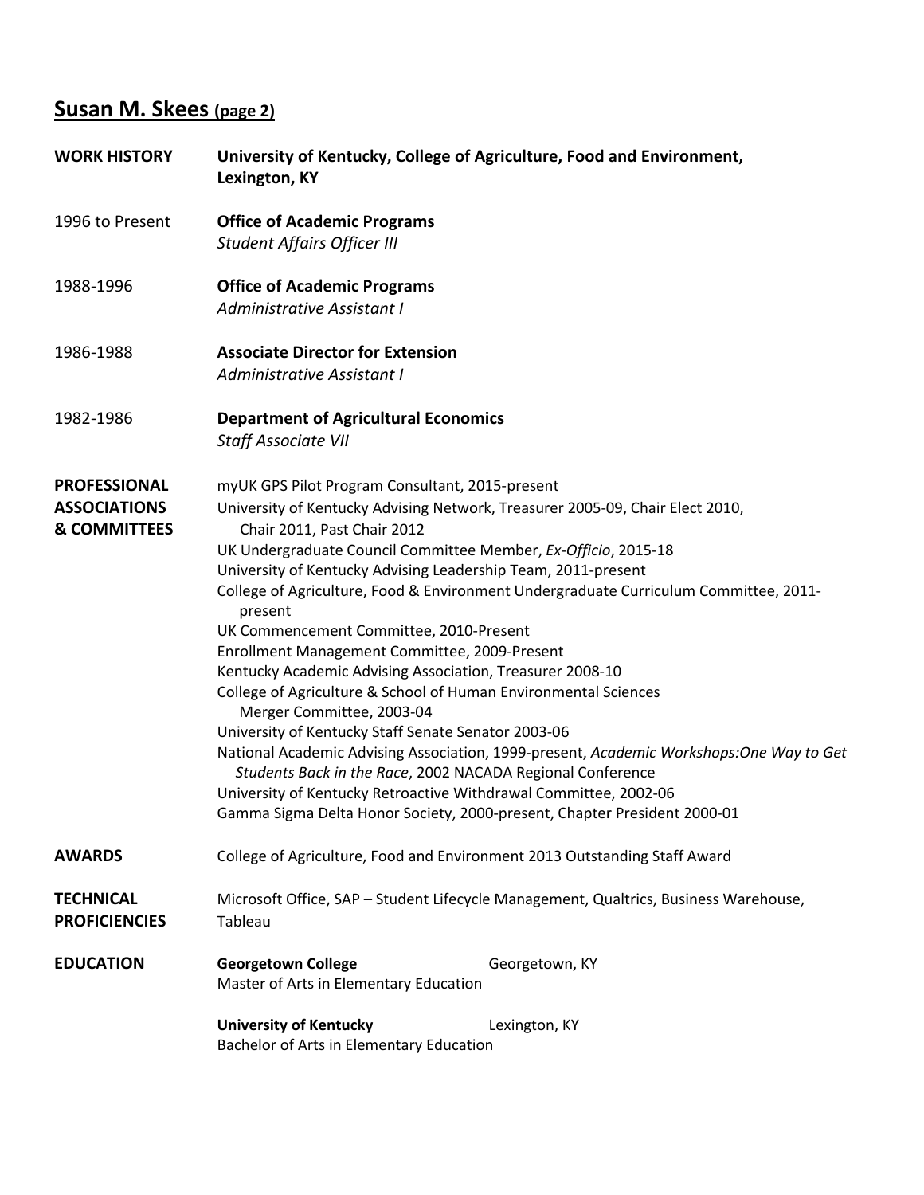## Susan M. Skees (page 2)

**WORK HISTORY**

**University of Kentucky, College of Agriculture, Food and Environment, Lexington, KY**

1996 to Present — **Office of Academic Programs**
*Student Affairs Officer III*

1988-1996 — **Office of Academic Programs**
*Administrative Assistant I*

1986-1988 — **Associate Director for Extension**
*Administrative Assistant I*

1982-1986 — **Department of Agricultural Economics**
*Staff Associate VII*

**PROFESSIONAL ASSOCIATIONS & COMMITTEES**

myUK GPS Pilot Program Consultant, 2015-present
University of Kentucky Advising Network, Treasurer 2005-09, Chair Elect 2010, Chair 2011, Past Chair 2012
UK Undergraduate Council Committee Member, *Ex-Officio*, 2015-18
University of Kentucky Advising Leadership Team, 2011-present
College of Agriculture, Food & Environment Undergraduate Curriculum Committee, 2011-present
UK Commencement Committee, 2010-Present
Enrollment Management Committee, 2009-Present
Kentucky Academic Advising Association, Treasurer 2008-10
College of Agriculture & School of Human Environmental Sciences Merger Committee, 2003-04
University of Kentucky Staff Senate Senator 2003-06
National Academic Advising Association, 1999-present, *Academic Workshops:One Way to Get Students Back in the Race*, 2002 NACADA Regional Conference
University of Kentucky Retroactive Withdrawal Committee, 2002-06
Gamma Sigma Delta Honor Society, 2000-present, Chapter President 2000-01

**AWARDS**

College of Agriculture, Food and Environment 2013 Outstanding Staff Award

**TECHNICAL PROFICIENCIES**

Microsoft Office, SAP – Student Lifecycle Management, Qualtrics, Business Warehouse, Tableau

**EDUCATION**

**Georgetown College** — Georgetown, KY
Master of Arts in Elementary Education

**University of Kentucky** — Lexington, KY
Bachelor of Arts in Elementary Education